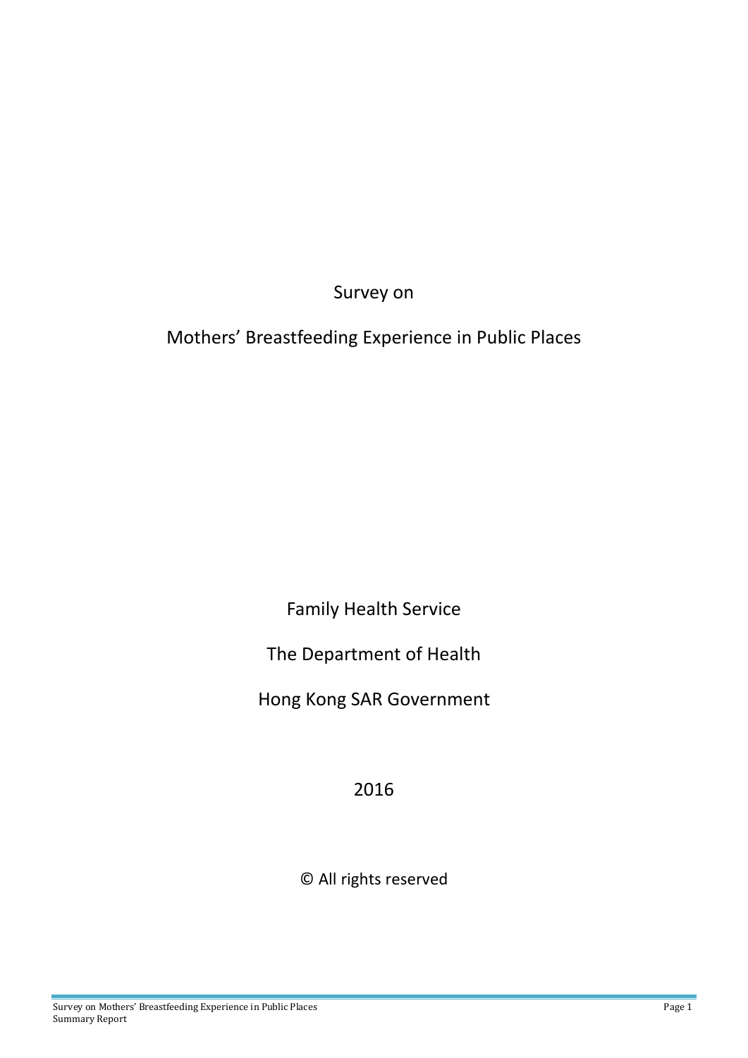# Survey on

# Mothers' Breastfeeding Experience in Public Places

Family Health Service

The Department of Health

Hong Kong SAR Government

2016

© All rights reserved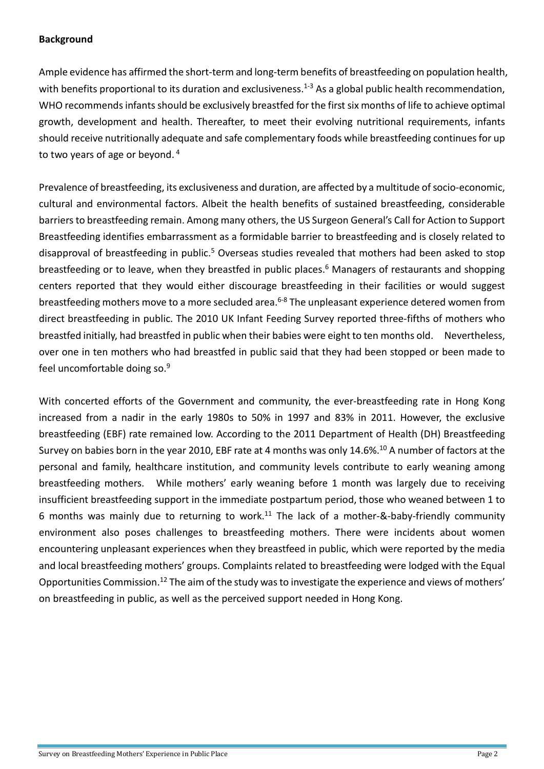**Background**

Ample evidence has affirmed the short-term and long-term benefits of breastfeeding on population health, with benefits proportional to its duration and exclusiveness.[1-3] As a global public health recommendation, WHO recommends infants should be exclusively breastfed for the first six months of life to achieve optimal growth, development and health. Thereafter, to meet their evolving nutritional requirements, infants should receive nutritionally adequate and safe complementary foods while breastfeeding continues for up to two years of age or beyond.[4]

Prevalence of breastfeeding, its exclusiveness and duration, are affected by a multitude of socio-economic, cultural and environmental factors. Albeit the health benefits of sustained breastfeeding, considerable barriers to breastfeeding remain. Among many others, the US Surgeon General's Call for Action to Support Breastfeeding identifies embarrassment as a formidable barrier to breastfeeding and is closely related to disapproval of breastfeeding in public.[5] Overseas studies revealed that mothers had been asked to stop breastfeeding or to leave, when they breastfed in public places.[6] Managers of restaurants and shopping centers reported that they would either discourage breastfeeding in their facilities or would suggest breastfeeding mothers move to a more secluded area.[6-8] The unpleasant experience detered women from direct breastfeeding in public. The 2010 UK Infant Feeding Survey reported three-fifths of mothers who breastfed initially, had breastfed in public when their babies were eight to ten months old. Nevertheless, over one in ten mothers who had breastfed in public said that they had been stopped or been made to feel uncomfortable doing so.[9]

With concerted efforts of the Government and community, the ever-breastfeeding rate in Hong Kong increased from a nadir in the early 1980s to 50% in 1997 and 83% in 2011. However, the exclusive breastfeeding (EBF) rate remained low. According to the 2011 Department of Health (DH) Breastfeeding Survey on babies born in the year 2010, EBF rate at 4 months was only 14.6%.[10] A number of factors at the personal and family, healthcare institution, and community levels contribute to early weaning among breastfeeding mothers. While mothers' early weaning before 1 month was largely due to receiving insufficient breastfeeding support in the immediate postpartum period, those who weaned between 1 to 6 months was mainly due to returning to work.[11] The lack of a mother-&-baby-friendly community environment also poses challenges to breastfeeding mothers. There were incidents about women encountering unpleasant experiences when they breastfeed in public, which were reported by the media and local breastfeeding mothers' groups. Complaints related to breastfeeding were lodged with the Equal Opportunities Commission.[12] The aim of the study was to investigate the experience and views of mothers' on breastfeeding in public, as well as the perceived support needed in Hong Kong.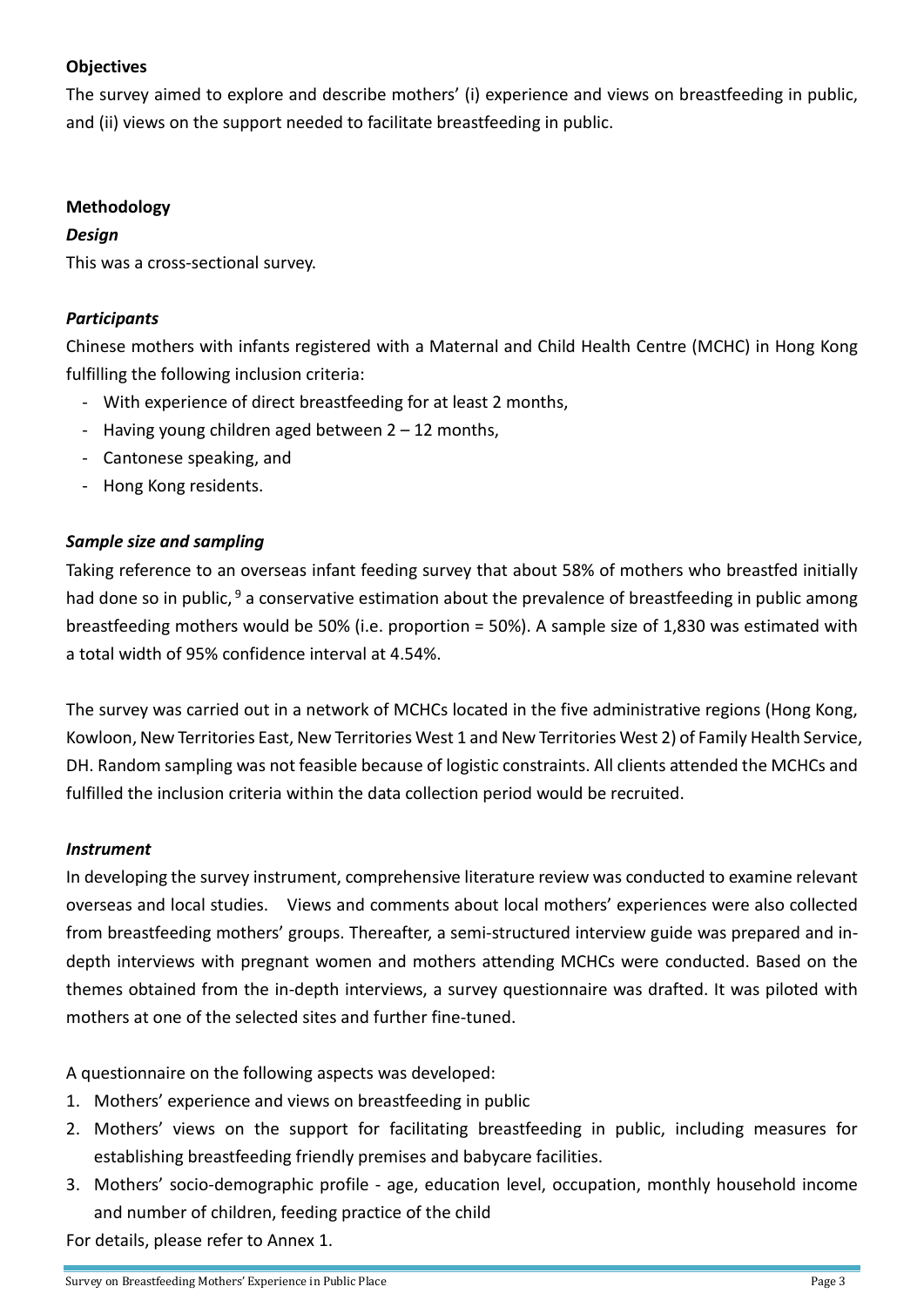**Objectives**

The survey aimed to explore and describe mothers' (i) experience and views on breastfeeding in public, and (ii) views on the support needed to facilitate breastfeeding in public.

**Methodology**

***Design***

This was a cross-sectional survey.

***Participants***

Chinese mothers with infants registered with a Maternal and Child Health Centre (MCHC) in Hong Kong fulfilling the following inclusion criteria:

- With experience of direct breastfeeding for at least 2 months,
- Having young children aged between 2 – 12 months,
- Cantonese speaking, and
- Hong Kong residents.

***Sample size and sampling***

Taking reference to an overseas infant feeding survey that about 58% of mothers who breastfed initially had done so in public,[9] a conservative estimation about the prevalence of breastfeeding in public among breastfeeding mothers would be 50% (i.e. proportion = 50%). A sample size of 1,830 was estimated with a total width of 95% confidence interval at 4.54%.

The survey was carried out in a network of MCHCs located in the five administrative regions (Hong Kong, Kowloon, New Territories East, New Territories West 1 and New Territories West 2) of Family Health Service, DH. Random sampling was not feasible because of logistic constraints. All clients attended the MCHCs and fulfilled the inclusion criteria within the data collection period would be recruited.

***Instrument***

In developing the survey instrument, comprehensive literature review was conducted to examine relevant overseas and local studies. Views and comments about local mothers' experiences were also collected from breastfeeding mothers' groups. Thereafter, a semi-structured interview guide was prepared and in-depth interviews with pregnant women and mothers attending MCHCs were conducted. Based on the themes obtained from the in-depth interviews, a survey questionnaire was drafted. It was piloted with mothers at one of the selected sites and further fine-tuned.

A questionnaire on the following aspects was developed:

1. Mothers' experience and views on breastfeeding in public
2. Mothers' views on the support for facilitating breastfeeding in public, including measures for establishing breastfeeding friendly premises and babycare facilities.
3. Mothers' socio-demographic profile - age, education level, occupation, monthly household income and number of children, feeding practice of the child

For details, please refer to Annex 1.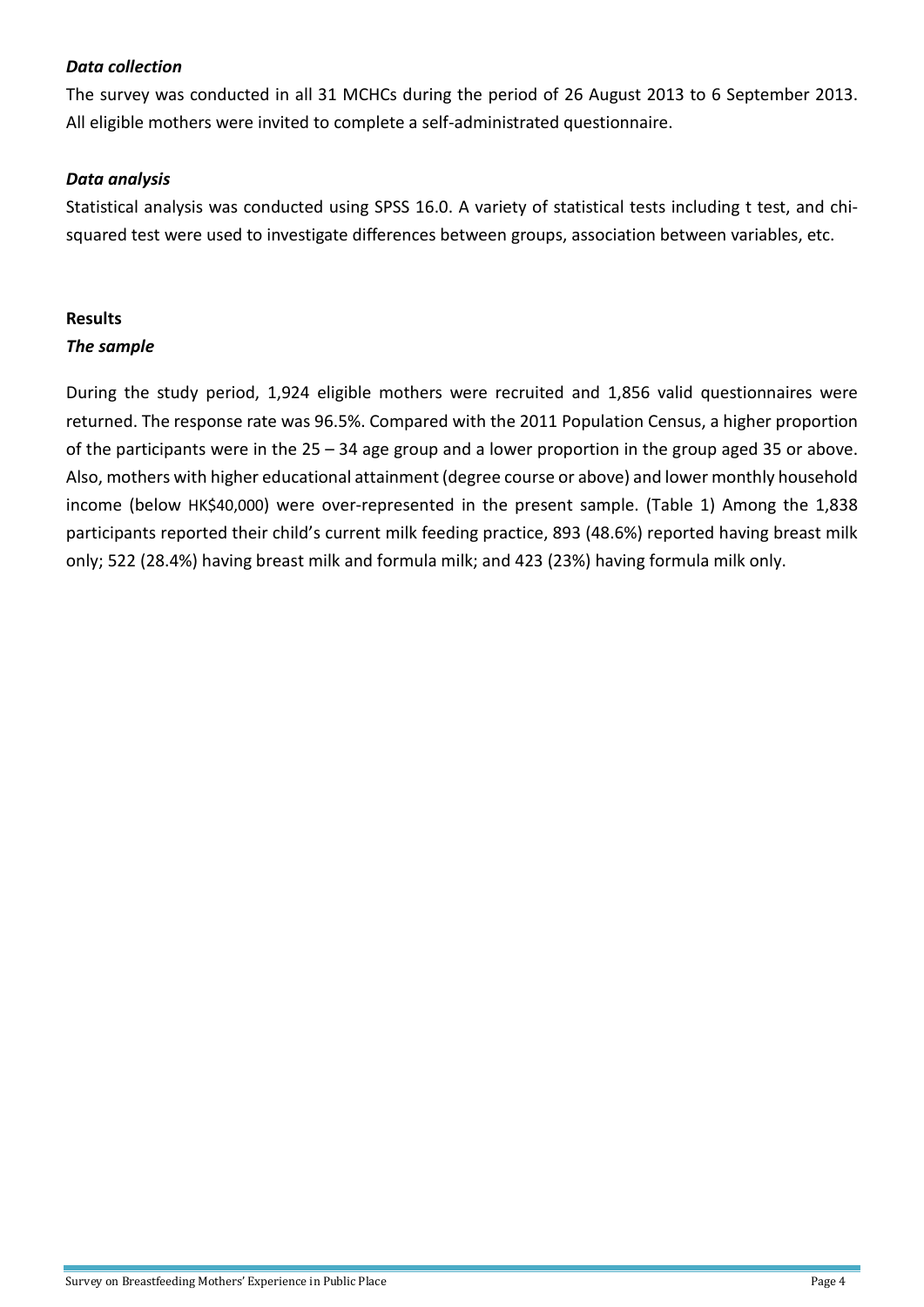### *Data collection*

The survey was conducted in all 31 MCHCs during the period of 26 August 2013 to 6 September 2013. All eligible mothers were invited to complete a self-administrated questionnaire.

### *Data analysis*

Statistical analysis was conducted using SPSS 16.0. A variety of statistical tests including t test, and chi-squared test were used to investigate differences between groups, association between variables, etc.

## Results

### *The sample*

During the study period, 1,924 eligible mothers were recruited and 1,856 valid questionnaires were returned. The response rate was 96.5%. Compared with the 2011 Population Census, a higher proportion of the participants were in the 25 – 34 age group and a lower proportion in the group aged 35 or above. Also, mothers with higher educational attainment (degree course or above) and lower monthly household income (below HK$40,000) were over-represented in the present sample. (Table 1) Among the 1,838 participants reported their child's current milk feeding practice, 893 (48.6%) reported having breast milk only; 522 (28.4%) having breast milk and formula milk; and 423 (23%) having formula milk only.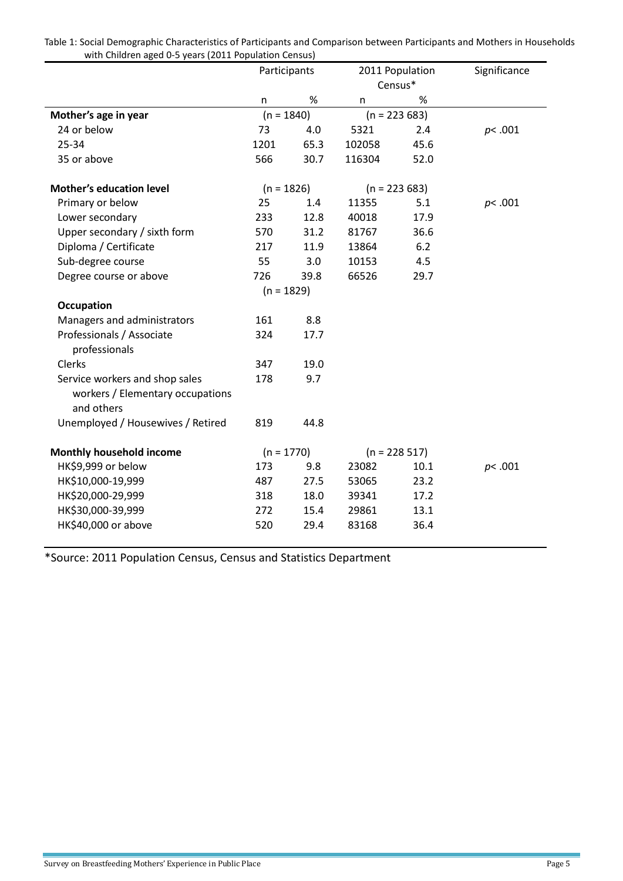Table 1: Social Demographic Characteristics of Participants and Comparison between Participants and Mothers in Households with Children aged 0-5 years (2011 Population Census)

| | Participants | | 2011 Population Census* | | Significance |
|---|---|---|---|---|---|
| | n | % | n | % | |
| **Mother's age in year** | (n = 1840) | | (n = 223 683) | | |
| 24 or below | 73 | 4.0 | 5321 | 2.4 | *p*< .001 |
| 25-34 | 1201 | 65.3 | 102058 | 45.6 | |
| 35 or above | 566 | 30.7 | 116304 | 52.0 | |
| **Mother's education level** | (n = 1826) | | (n = 223 683) | | |
| Primary or below | 25 | 1.4 | 11355 | 5.1 | *p*< .001 |
| Lower secondary | 233 | 12.8 | 40018 | 17.9 | |
| Upper secondary / sixth form | 570 | 31.2 | 81767 | 36.6 | |
| Diploma / Certificate | 217 | 11.9 | 13864 | 6.2 | |
| Sub-degree course | 55 | 3.0 | 10153 | 4.5 | |
| Degree course or above | 726 | 39.8 | 66526 | 29.7 | |
| **Occupation** | (n = 1829) | | | | |
| Managers and administrators | 161 | 8.8 | | | |
| Professionals / Associate professionals | 324 | 17.7 | | | |
| Clerks | 347 | 19.0 | | | |
| Service workers and shop sales workers / Elementary occupations and others | 178 | 9.7 | | | |
| Unemployed / Housewives / Retired | 819 | 44.8 | | | |
| **Monthly household income** | (n = 1770) | | (n = 228 517) | | |
| HK$9,999 or below | 173 | 9.8 | 23082 | 10.1 | *p*< .001 |
| HK$10,000-19,999 | 487 | 27.5 | 53065 | 23.2 | |
| HK$20,000-29,999 | 318 | 18.0 | 39341 | 17.2 | |
| HK$30,000-39,999 | 272 | 15.4 | 29861 | 13.1 | |
| HK$40,000 or above | 520 | 29.4 | 83168 | 36.4 | |

*Source: 2011 Population Census, Census and Statistics Department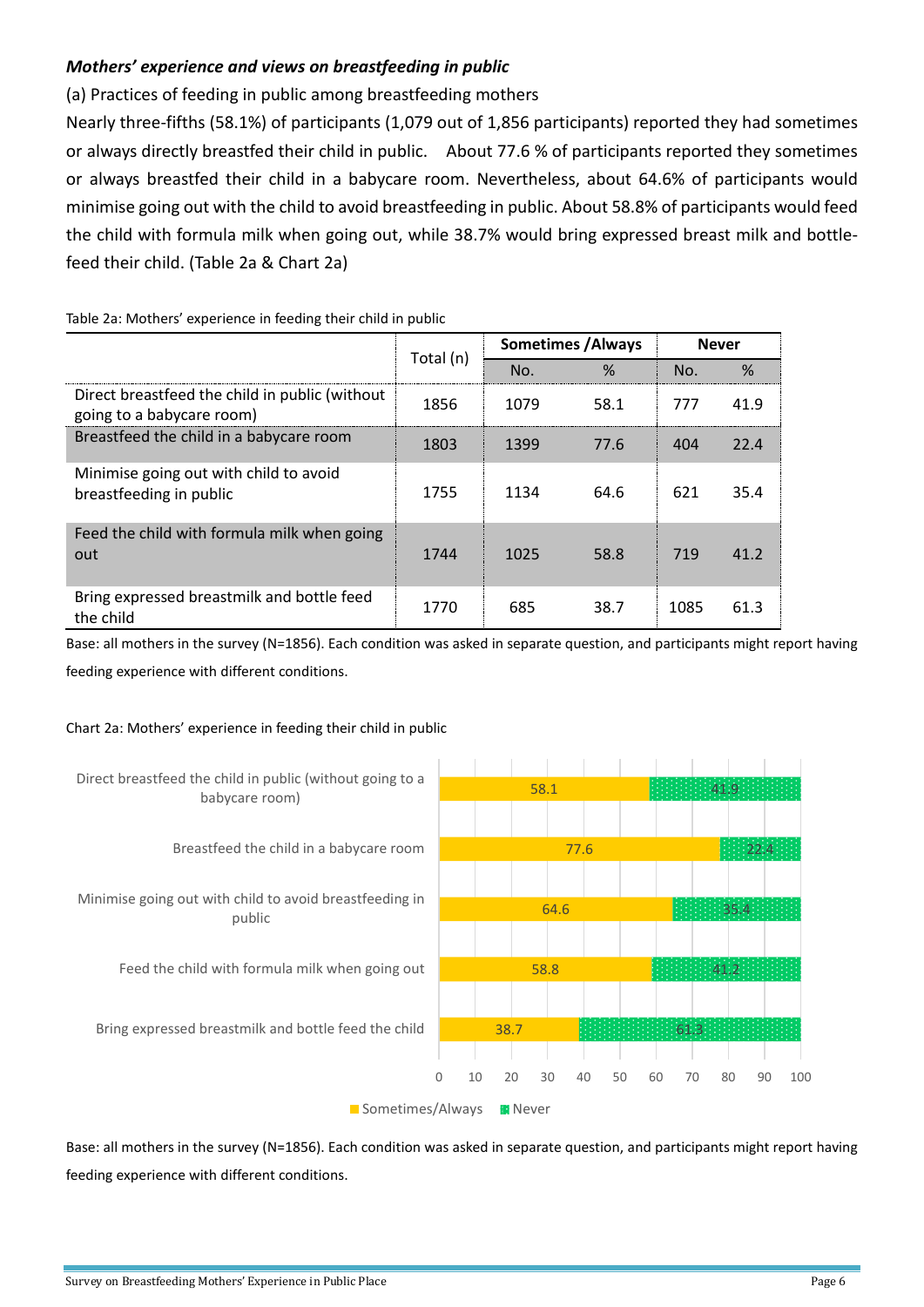### *Mothers' experience and views on breastfeeding in public*

(a) Practices of feeding in public among breastfeeding mothers

Nearly three-fifths (58.1%) of participants (1,079 out of 1,856 participants) reported they had sometimes or always directly breastfed their child in public. About 77.6 % of participants reported they sometimes or always breastfed their child in a babycare room. Nevertheless, about 64.6% of participants would minimise going out with the child to avoid breastfeeding in public. About 58.8% of participants would feed the child with formula milk when going out, while 38.7% would bring expressed breast milk and bottle-feed their child. (Table 2a & Chart 2a)

Table 2a: Mothers' experience in feeding their child in public

| | Total (n) | Sometimes /Always | | Never | |
|---|---|---|---|---|---|
| | | No. | % | No. | % |
| Direct breastfeed the child in public (without going to a babycare room) | 1856 | 1079 | 58.1 | 777 | 41.9 |
| Breastfeed the child in a babycare room | 1803 | 1399 | 77.6 | 404 | 22.4 |
| Minimise going out with child to avoid breastfeeding in public | 1755 | 1134 | 64.6 | 621 | 35.4 |
| Feed the child with formula milk when going out | 1744 | 1025 | 58.8 | 719 | 41.2 |
| Bring expressed breastmilk and bottle feed the child | 1770 | 685 | 38.7 | 1085 | 61.3 |

Base: all mothers in the survey (N=1856). Each condition was asked in separate question, and participants might report having feeding experience with different conditions.

Chart 2a: Mothers' experience in feeding their child in public

| | Sometimes/Always | Never |
|---|---|---|
| Direct breastfeed the child in public (without going to a babycare room) | 58.1 | 41.9 |
| Breastfeed the child in a babycare room | 77.6 | 22.4 |
| Minimise going out with child to avoid breastfeeding in public | 64.6 | 35.4 |
| Feed the child with formula milk when going out | 58.8 | 41.2 |
| Bring expressed breastmilk and bottle feed the child | 38.7 | 61.3 |

Base: all mothers in the survey (N=1856). Each condition was asked in separate question, and participants might report having feeding experience with different conditions.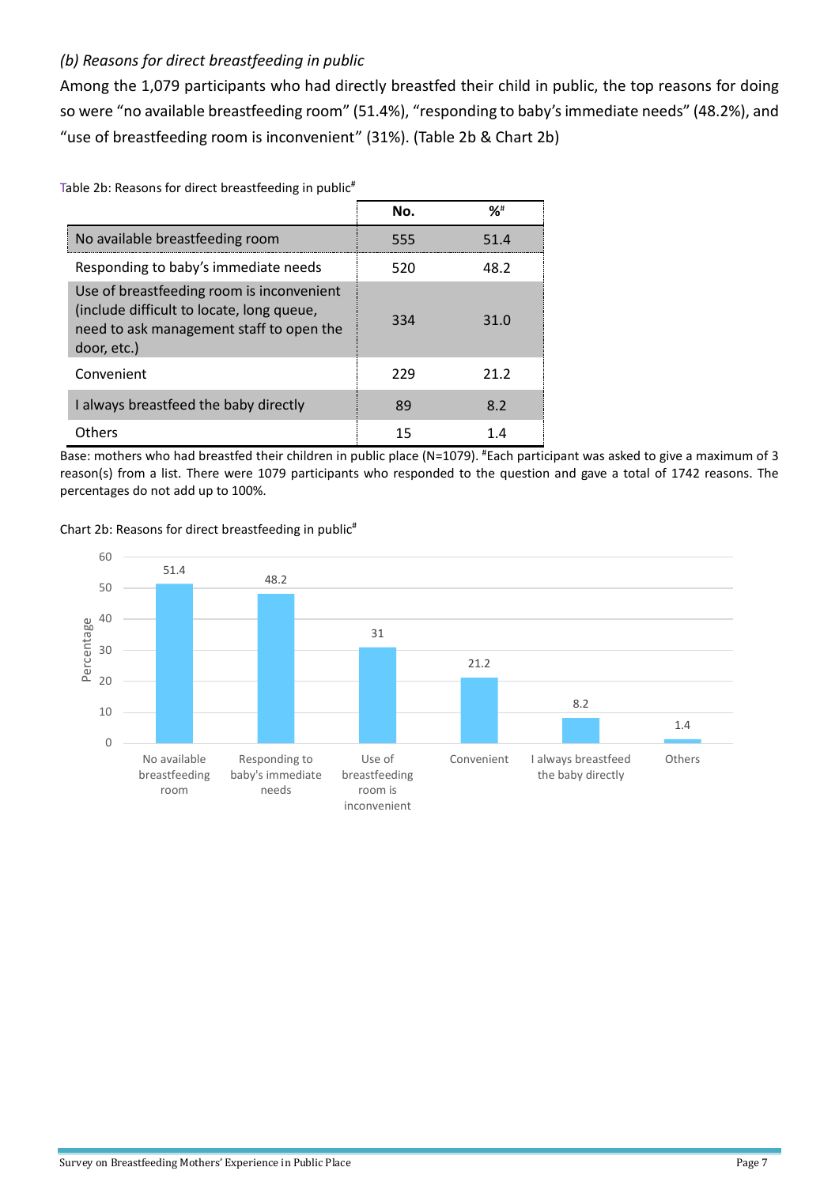*(b) Reasons for direct breastfeeding in public*

Among the 1,079 participants who had directly breastfed their child in public, the top reasons for doing so were "no available breastfeeding room" (51.4%), "responding to baby's immediate needs" (48.2%), and "use of breastfeeding room is inconvenient" (31%). (Table 2b & Chart 2b)

Table 2b: Reasons for direct breastfeeding in public#

| | No. | %# |
|---|---|---|
| No available breastfeeding room | 555 | 51.4 |
| Responding to baby's immediate needs | 520 | 48.2 |
| Use of breastfeeding room is inconvenient (include difficult to locate, long queue, need to ask management staff to open the door, etc.) | 334 | 31.0 |
| Convenient | 229 | 21.2 |
| I always breastfeed the baby directly | 89 | 8.2 |
| Others | 15 | 1.4 |

Base: mothers who had breastfed their children in public place (N=1079). #Each participant was asked to give a maximum of 3 reason(s) from a list. There were 1079 participants who responded to the question and gave a total of 1742 reasons. The percentages do not add up to 100%.

Chart 2b: Reasons for direct breastfeeding in public#

| Reason | Percentage |
|---|---|
| No available breastfeeding room | 51.4 |
| Responding to baby's immediate needs | 48.2 |
| Use of breastfeeding room is inconvenient | 31 |
| Convenient | 21.2 |
| I always breastfeed the baby directly | 8.2 |
| Others | 1.4 |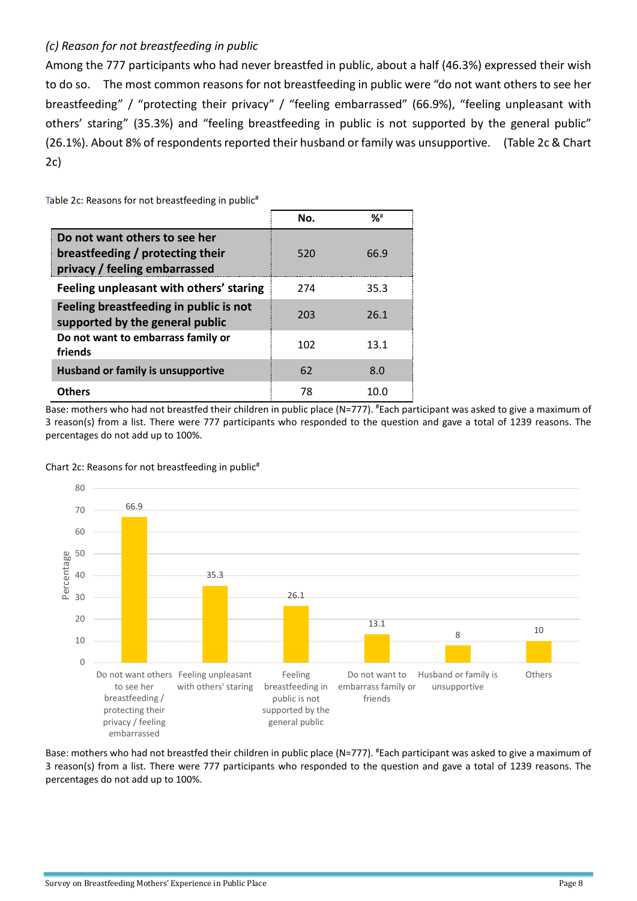### *(c) Reason for not breastfeeding in public*

Among the 777 participants who had never breastfed in public, about a half (46.3%) expressed their wish to do so. The most common reasons for not breastfeeding in public were "do not want others to see her breastfeeding" / "protecting their privacy" / "feeling embarrassed" (66.9%), "feeling unpleasant with others' staring" (35.3%) and "feeling breastfeeding in public is not supported by the general public" (26.1%). About 8% of respondents reported their husband or family was unsupportive. (Table 2c & Chart 2c)

Table 2c: Reasons for not breastfeeding in public#

| | No. | %# |
|---|---|---|
| **Do not want others to see her breastfeeding / protecting their privacy / feeling embarrassed** | 520 | 66.9 |
| **Feeling unpleasant with others' staring** | 274 | 35.3 |
| **Feeling breastfeeding in public is not supported by the general public** | 203 | 26.1 |
| **Do not want to embarrass family or friends** | 102 | 13.1 |
| **Husband or family is unsupportive** | 62 | 8.0 |
| **Others** | 78 | 10.0 |

Base: mothers who had not breastfed their children in public place (N=777). #Each participant was asked to give a maximum of 3 reason(s) from a list. There were 777 participants who responded to the question and gave a total of 1239 reasons. The percentages do not add up to 100%.

Chart 2c: Reasons for not breastfeeding in public#

| Reason | Percentage |
|---|---|
| Do not want others to see her breastfeeding / protecting their privacy / feeling embarrassed | 66.9 |
| Feeling unpleasant with others' staring | 35.3 |
| Feeling breastfeeding in public is not supported by the general public | 26.1 |
| Do not want to embarrass family or friends | 13.1 |
| Husband or family is unsupportive | 8 |
| Others | 10 |

Base: mothers who had not breastfed their children in public place (N=777). #Each participant was asked to give a maximum of 3 reason(s) from a list. There were 777 participants who responded to the question and gave a total of 1239 reasons. The percentages do not add up to 100%.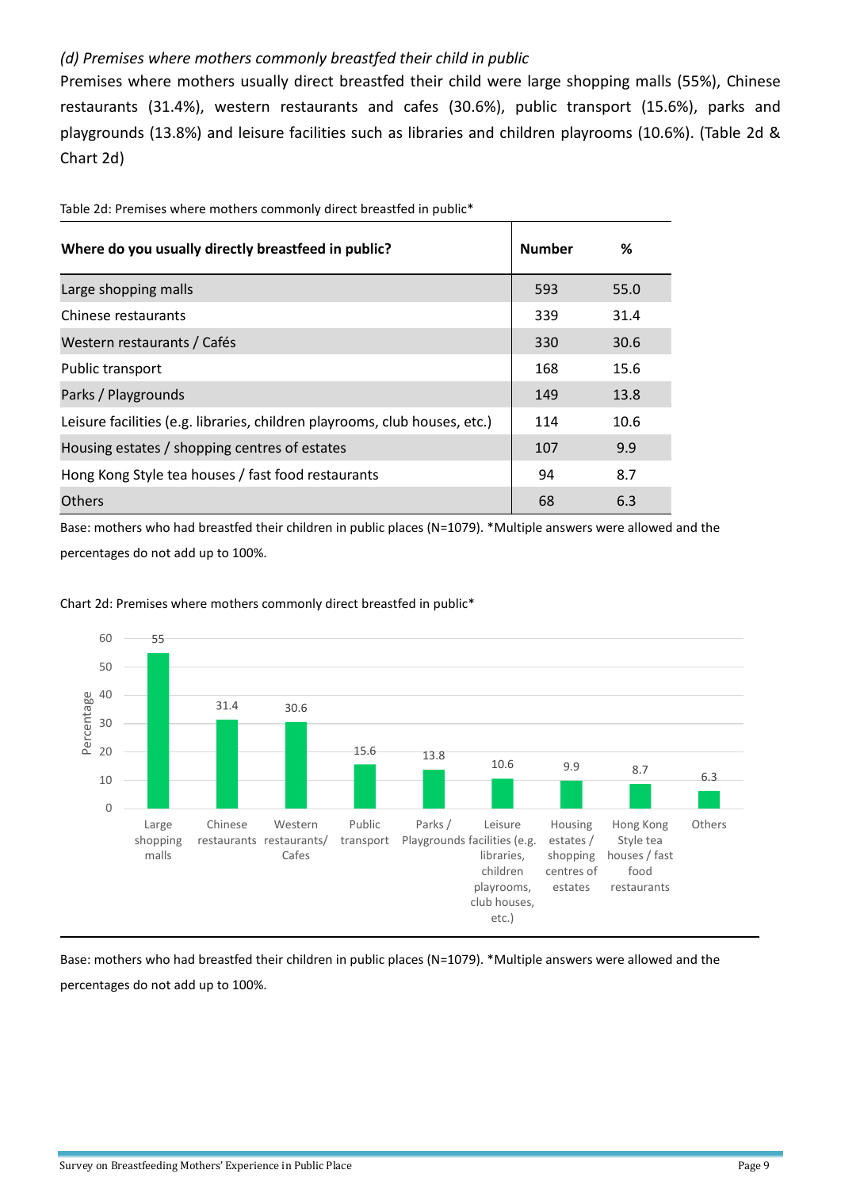*(d) Premises where mothers commonly breastfed their child in public*

Premises where mothers usually direct breastfed their child were large shopping malls (55%), Chinese restaurants (31.4%), western restaurants and cafes (30.6%), public transport (15.6%), parks and playgrounds (13.8%) and leisure facilities such as libraries and children playrooms (10.6%). (Table 2d & Chart 2d)

Table 2d: Premises where mothers commonly direct breastfed in public*

| Where do you usually directly breastfeed in public? | Number | % |
|---|---|---|
| Large shopping malls | 593 | 55.0 |
| Chinese restaurants | 339 | 31.4 |
| Western restaurants / Cafés | 330 | 30.6 |
| Public transport | 168 | 15.6 |
| Parks / Playgrounds | 149 | 13.8 |
| Leisure facilities (e.g. libraries, children playrooms, club houses, etc.) | 114 | 10.6 |
| Housing estates / shopping centres of estates | 107 | 9.9 |
| Hong Kong Style tea houses / fast food restaurants | 94 | 8.7 |
| Others | 68 | 6.3 |

Base: mothers who had breastfed their children in public places (N=1079). *Multiple answers were allowed and the percentages do not add up to 100%.

Chart 2d: Premises where mothers commonly direct breastfed in public*

| Premises | Percentage |
|---|---|
| Large shopping malls | 55 |
| Chinese restaurants | 31.4 |
| Western restaurants/ Cafes | 30.6 |
| Public transport | 15.6 |
| Parks / Playgrounds | 13.8 |
| Leisure facilities (e.g. libraries, children playrooms, club houses, etc.) | 10.6 |
| Housing estates / shopping centres of estates | 9.9 |
| Hong Kong Style tea houses / fast food restaurants | 8.7 |
| Others | 6.3 |

Base: mothers who had breastfed their children in public places (N=1079). *Multiple answers were allowed and the percentages do not add up to 100%.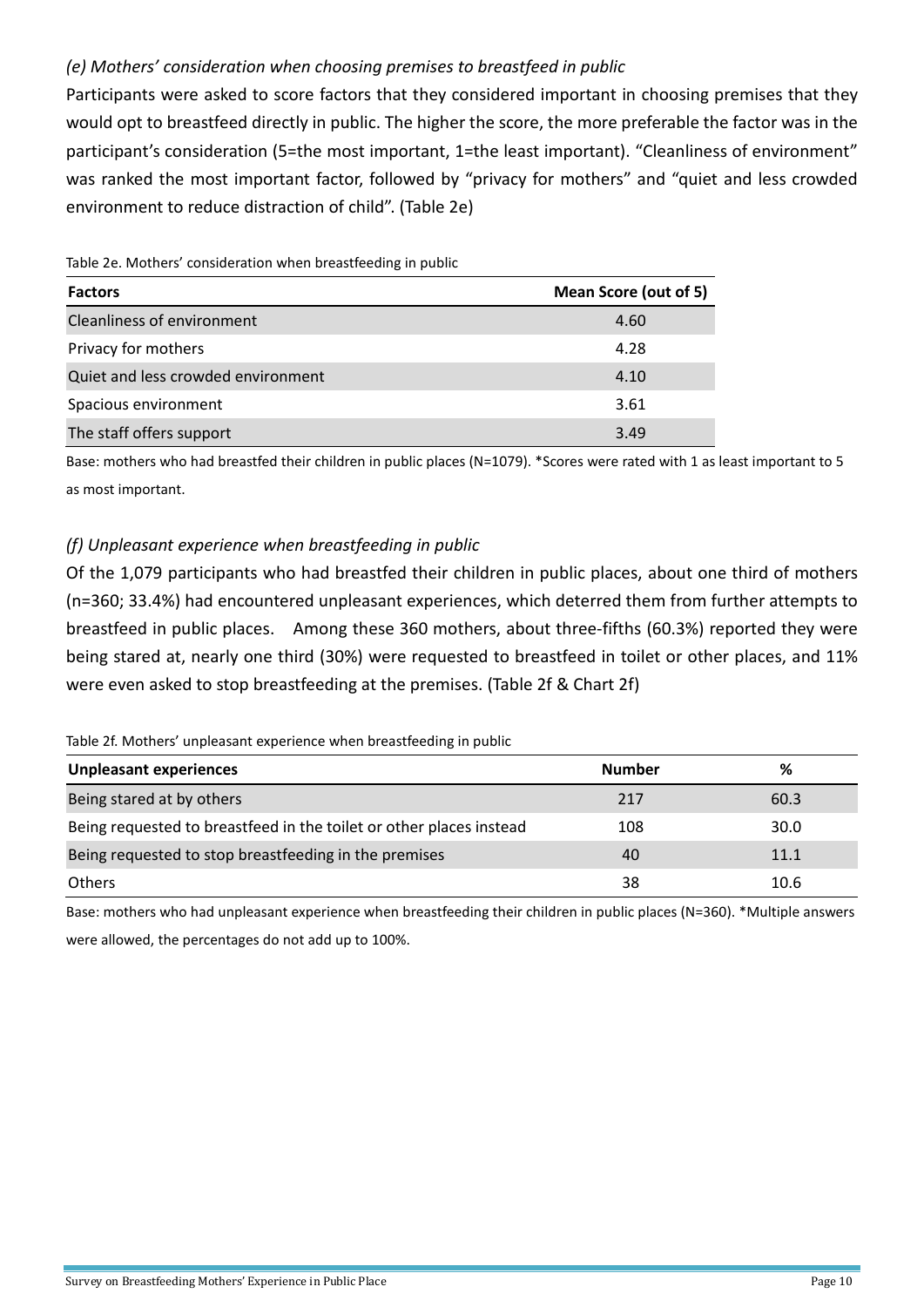*(e) Mothers' consideration when choosing premises to breastfeed in public*

Participants were asked to score factors that they considered important in choosing premises that they would opt to breastfeed directly in public. The higher the score, the more preferable the factor was in the participant's consideration (5=the most important, 1=the least important). "Cleanliness of environment" was ranked the most important factor, followed by "privacy for mothers" and "quiet and less crowded environment to reduce distraction of child". (Table 2e)

Table 2e. Mothers' consideration when breastfeeding in public

| Factors | Mean Score (out of 5) |
|---|---|
| Cleanliness of environment | 4.60 |
| Privacy for mothers | 4.28 |
| Quiet and less crowded environment | 4.10 |
| Spacious environment | 3.61 |
| The staff offers support | 3.49 |

Base: mothers who had breastfed their children in public places (N=1079). *Scores were rated with 1 as least important to 5 as most important.

*(f) Unpleasant experience when breastfeeding in public*

Of the 1,079 participants who had breastfed their children in public places, about one third of mothers (n=360; 33.4%) had encountered unpleasant experiences, which deterred them from further attempts to breastfeed in public places. Among these 360 mothers, about three-fifths (60.3%) reported they were being stared at, nearly one third (30%) were requested to breastfeed in toilet or other places, and 11% were even asked to stop breastfeeding at the premises. (Table 2f & Chart 2f)

Table 2f. Mothers' unpleasant experience when breastfeeding in public

| Unpleasant experiences | Number | % |
|---|---|---|
| Being stared at by others | 217 | 60.3 |
| Being requested to breastfeed in the toilet or other places instead | 108 | 30.0 |
| Being requested to stop breastfeeding in the premises | 40 | 11.1 |
| Others | 38 | 10.6 |

Base: mothers who had unpleasant experience when breastfeeding their children in public places (N=360). *Multiple answers were allowed, the percentages do not add up to 100%.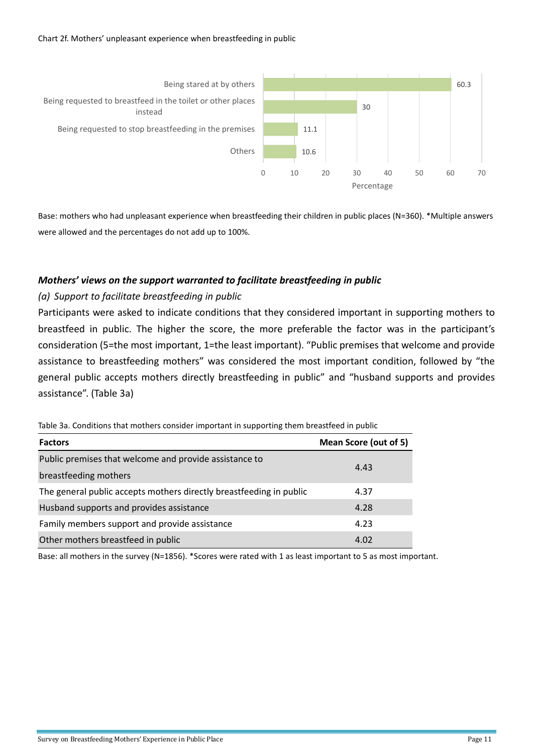Chart 2f. Mothers' unpleasant experience when breastfeeding in public

| Unpleasant experience | Percentage |
|---|---|
| Being stared at by others | 60.3 |
| Being requested to breastfeed in the toilet or other places instead | 30 |
| Being requested to stop breastfeeding in the premises | 11.1 |
| Others | 10.6 |

Base: mothers who had unpleasant experience when breastfeeding their children in public places (N=360). *Multiple answers were allowed and the percentages do not add up to 100%.

### *Mothers' views on the support warranted to facilitate breastfeeding in public*

#### *(a) Support to facilitate breastfeeding in public*

Participants were asked to indicate conditions that they considered important in supporting mothers to breastfeed in public. The higher the score, the more preferable the factor was in the participant's consideration (5=the most important, 1=the least important). "Public premises that welcome and provide assistance to breastfeeding mothers" was considered the most important condition, followed by "the general public accepts mothers directly breastfeeding in public" and "husband supports and provides assistance". (Table 3a)

Table 3a. Conditions that mothers consider important in supporting them breastfeed in public

| Factors | Mean Score (out of 5) |
|---|---|
| Public premises that welcome and provide assistance to breastfeeding mothers | 4.43 |
| The general public accepts mothers directly breastfeeding in public | 4.37 |
| Husband supports and provides assistance | 4.28 |
| Family members support and provide assistance | 4.23 |
| Other mothers breastfeed in public | 4.02 |

Base: all mothers in the survey (N=1856). *Scores were rated with 1 as least important to 5 as most important.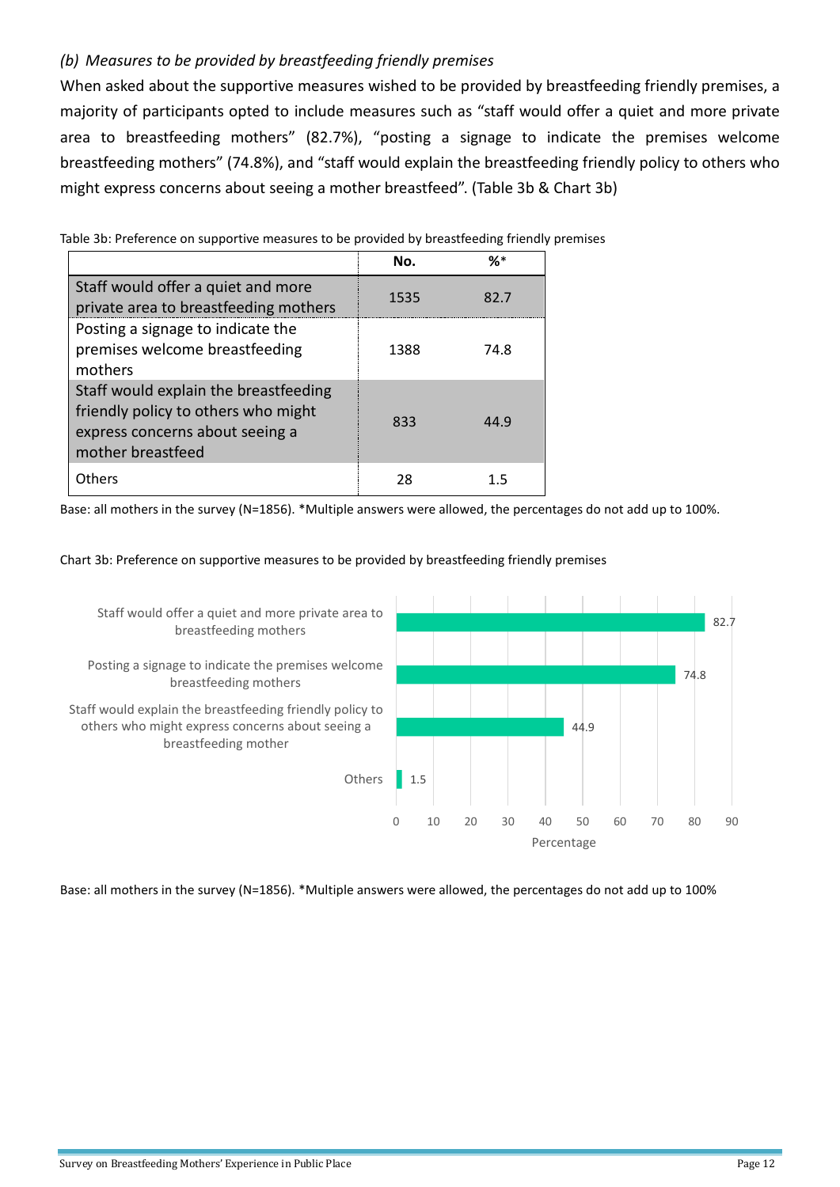*(b) Measures to be provided by breastfeeding friendly premises*

When asked about the supportive measures wished to be provided by breastfeeding friendly premises, a majority of participants opted to include measures such as "staff would offer a quiet and more private area to breastfeeding mothers" (82.7%), "posting a signage to indicate the premises welcome breastfeeding mothers" (74.8%), and "staff would explain the breastfeeding friendly policy to others who might express concerns about seeing a mother breastfeed". (Table 3b & Chart 3b)

Table 3b: Preference on supportive measures to be provided by breastfeeding friendly premises

| | No. | %* |
|---|---|---|
| Staff would offer a quiet and more private area to breastfeeding mothers | 1535 | 82.7 |
| Posting a signage to indicate the premises welcome breastfeeding mothers | 1388 | 74.8 |
| Staff would explain the breastfeeding friendly policy to others who might express concerns about seeing a mother breastfeed | 833 | 44.9 |
| Others | 28 | 1.5 |

Base: all mothers in the survey (N=1856). *Multiple answers were allowed, the percentages do not add up to 100%.

Chart 3b: Preference on supportive measures to be provided by breastfeeding friendly premises

| | Percentage |
|---|---|
| Staff would offer a quiet and more private area to breastfeeding mothers | 82.7 |
| Posting a signage to indicate the premises welcome breastfeeding mothers | 74.8 |
| Staff would explain the breastfeeding friendly policy to others who might express concerns about seeing a breastfeeding mother | 44.9 |
| Others | 1.5 |

Base: all mothers in the survey (N=1856). *Multiple answers were allowed, the percentages do not add up to 100%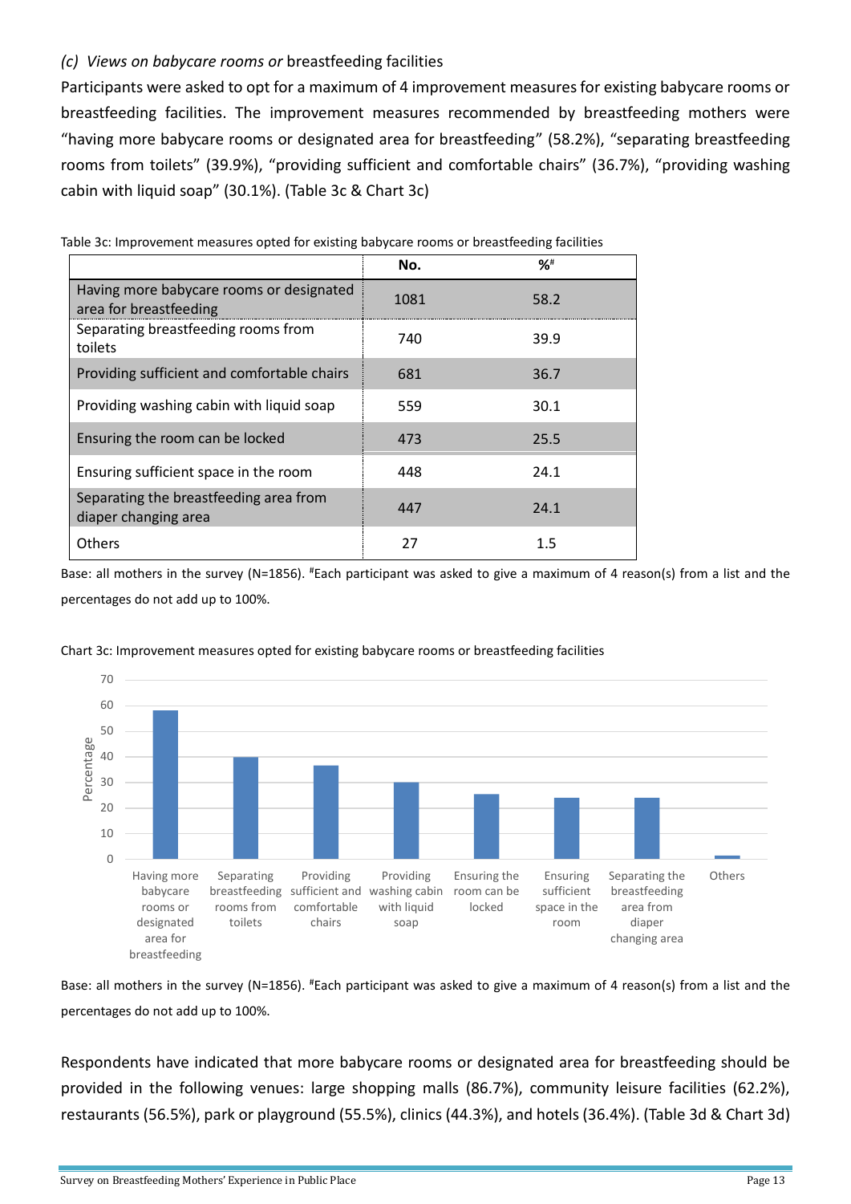### *(c) Views on babycare rooms or* breastfeeding facilities

Participants were asked to opt for a maximum of 4 improvement measures for existing babycare rooms or breastfeeding facilities. The improvement measures recommended by breastfeeding mothers were "having more babycare rooms or designated area for breastfeeding" (58.2%), "separating breastfeeding rooms from toilets" (39.9%), "providing sufficient and comfortable chairs" (36.7%), "providing washing cabin with liquid soap" (30.1%). (Table 3c & Chart 3c)

Table 3c: Improvement measures opted for existing babycare rooms or breastfeeding facilities

| | No. | %# |
|---|---|---|
| Having more babycare rooms or designated area for breastfeeding | 1081 | 58.2 |
| Separating breastfeeding rooms from toilets | 740 | 39.9 |
| Providing sufficient and comfortable chairs | 681 | 36.7 |
| Providing washing cabin with liquid soap | 559 | 30.1 |
| Ensuring the room can be locked | 473 | 25.5 |
| Ensuring sufficient space in the room | 448 | 24.1 |
| Separating the breastfeeding area from diaper changing area | 447 | 24.1 |
| Others | 27 | 1.5 |

Base: all mothers in the survey (N=1856). #Each participant was asked to give a maximum of 4 reason(s) from a list and the percentages do not add up to 100%.

Chart 3c: Improvement measures opted for existing babycare rooms or breastfeeding facilities

Base: all mothers in the survey (N=1856). #Each participant was asked to give a maximum of 4 reason(s) from a list and the percentages do not add up to 100%.

Respondents have indicated that more babycare rooms or designated area for breastfeeding should be provided in the following venues: large shopping malls (86.7%), community leisure facilities (62.2%), restaurants (56.5%), park or playground (55.5%), clinics (44.3%), and hotels (36.4%). (Table 3d & Chart 3d)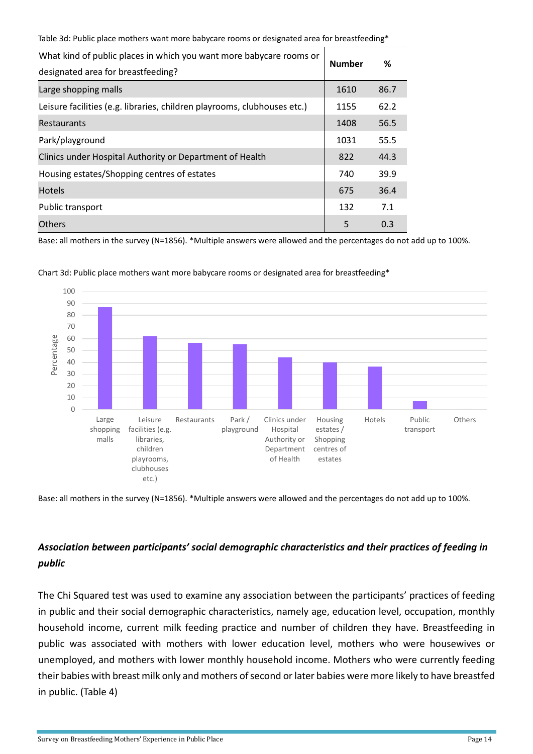Table 3d: Public place mothers want more babycare rooms or designated area for breastfeeding*

| What kind of public places in which you want more babycare rooms or designated area for breastfeeding? | Number | % |
|---|---|---|
| Large shopping malls | 1610 | 86.7 |
| Leisure facilities (e.g. libraries, children playrooms, clubhouses etc.) | 1155 | 62.2 |
| Restaurants | 1408 | 56.5 |
| Park/playground | 1031 | 55.5 |
| Clinics under Hospital Authority or Department of Health | 822 | 44.3 |
| Housing estates/Shopping centres of estates | 740 | 39.9 |
| Hotels | 675 | 36.4 |
| Public transport | 132 | 7.1 |
| Others | 5 | 0.3 |

Base: all mothers in the survey (N=1856). *Multiple answers were allowed and the percentages do not add up to 100%.

Chart 3d: Public place mothers want more babycare rooms or designated area for breastfeeding*

Base: all mothers in the survey (N=1856). *Multiple answers were allowed and the percentages do not add up to 100%.

### *Association between participants' social demographic characteristics and their practices of feeding in public*

The Chi Squared test was used to examine any association between the participants' practices of feeding in public and their social demographic characteristics, namely age, education level, occupation, monthly household income, current milk feeding practice and number of children they have. Breastfeeding in public was associated with mothers with lower education level, mothers who were housewives or unemployed, and mothers with lower monthly household income. Mothers who were currently feeding their babies with breast milk only and mothers of second or later babies were more likely to have breastfed in public. (Table 4)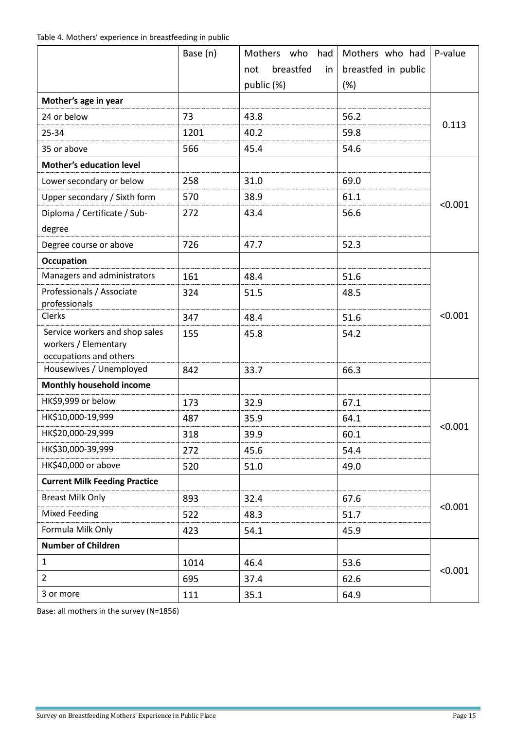Table 4. Mothers' experience in breastfeeding in public

| | Base (n) | Mothers who had not breastfed in public (%) | Mothers who had breastfed in public (%) | P-value |
|---|---|---|---|---|
| **Mother's age in year** | | | | |
| 24 or below | 73 | 43.8 | 56.2 | 0.113 |
| 25-34 | 1201 | 40.2 | 59.8 | |
| 35 or above | 566 | 45.4 | 54.6 | |
| **Mother's education level** | | | | |
| Lower secondary or below | 258 | 31.0 | 69.0 | <0.001 |
| Upper secondary / Sixth form | 570 | 38.9 | 61.1 | |
| Diploma / Certificate / Sub-degree | 272 | 43.4 | 56.6 | |
| Degree course or above | 726 | 47.7 | 52.3 | |
| **Occupation** | | | | |
| Managers and administrators | 161 | 48.4 | 51.6 | <0.001 |
| Professionals / Associate professionals | 324 | 51.5 | 48.5 | |
| Clerks | 347 | 48.4 | 51.6 | |
| Service workers and shop sales workers / Elementary occupations and others | 155 | 45.8 | 54.2 | |
| Housewives / Unemployed | 842 | 33.7 | 66.3 | |
| **Monthly household income** | | | | |
| HK$9,999 or below | 173 | 32.9 | 67.1 | <0.001 |
| HK$10,000-19,999 | 487 | 35.9 | 64.1 | |
| HK$20,000-29,999 | 318 | 39.9 | 60.1 | |
| HK$30,000-39,999 | 272 | 45.6 | 54.4 | |
| HK$40,000 or above | 520 | 51.0 | 49.0 | |
| **Current Milk Feeding Practice** | | | | |
| Breast Milk Only | 893 | 32.4 | 67.6 | <0.001 |
| Mixed Feeding | 522 | 48.3 | 51.7 | |
| Formula Milk Only | 423 | 54.1 | 45.9 | |
| **Number of Children** | | | | |
| 1 | 1014 | 46.4 | 53.6 | <0.001 |
| 2 | 695 | 37.4 | 62.6 | |
| 3 or more | 111 | 35.1 | 64.9 | |

Base: all mothers in the survey (N=1856)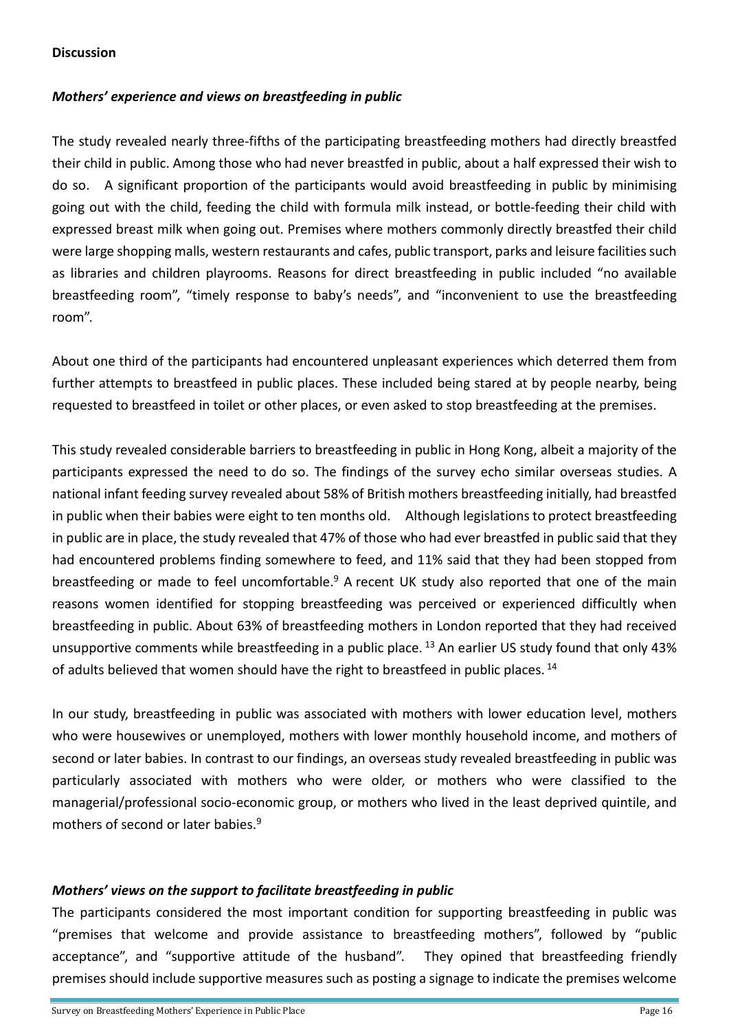**Discussion**

***Mothers' experience and views on breastfeeding in public***

The study revealed nearly three-fifths of the participating breastfeeding mothers had directly breastfed their child in public. Among those who had never breastfed in public, about a half expressed their wish to do so. A significant proportion of the participants would avoid breastfeeding in public by minimising going out with the child, feeding the child with formula milk instead, or bottle-feeding their child with expressed breast milk when going out. Premises where mothers commonly directly breastfed their child were large shopping malls, western restaurants and cafes, public transport, parks and leisure facilities such as libraries and children playrooms. Reasons for direct breastfeeding in public included "no available breastfeeding room", "timely response to baby's needs", and "inconvenient to use the breastfeeding room".

About one third of the participants had encountered unpleasant experiences which deterred them from further attempts to breastfeed in public places. These included being stared at by people nearby, being requested to breastfeed in toilet or other places, or even asked to stop breastfeeding at the premises.

This study revealed considerable barriers to breastfeeding in public in Hong Kong, albeit a majority of the participants expressed the need to do so. The findings of the survey echo similar overseas studies. A national infant feeding survey revealed about 58% of British mothers breastfeeding initially, had breastfed in public when their babies were eight to ten months old. Although legislations to protect breastfeeding in public are in place, the study revealed that 47% of those who had ever breastfed in public said that they had encountered problems finding somewhere to feed, and 11% said that they had been stopped from breastfeeding or made to feel uncomfortable.[9] A recent UK study also reported that one of the main reasons women identified for stopping breastfeeding was perceived or experienced difficultly when breastfeeding in public. About 63% of breastfeeding mothers in London reported that they had received unsupportive comments while breastfeeding in a public place. [13] An earlier US study found that only 43% of adults believed that women should have the right to breastfeed in public places. [14]

In our study, breastfeeding in public was associated with mothers with lower education level, mothers who were housewives or unemployed, mothers with lower monthly household income, and mothers of second or later babies. In contrast to our findings, an overseas study revealed breastfeeding in public was particularly associated with mothers who were older, or mothers who were classified to the managerial/professional socio-economic group, or mothers who lived in the least deprived quintile, and mothers of second or later babies.[9]

***Mothers' views on the support to facilitate breastfeeding in public***

The participants considered the most important condition for supporting breastfeeding in public was "premises that welcome and provide assistance to breastfeeding mothers", followed by "public acceptance", and "supportive attitude of the husband". They opined that breastfeeding friendly premises should include supportive measures such as posting a signage to indicate the premises welcome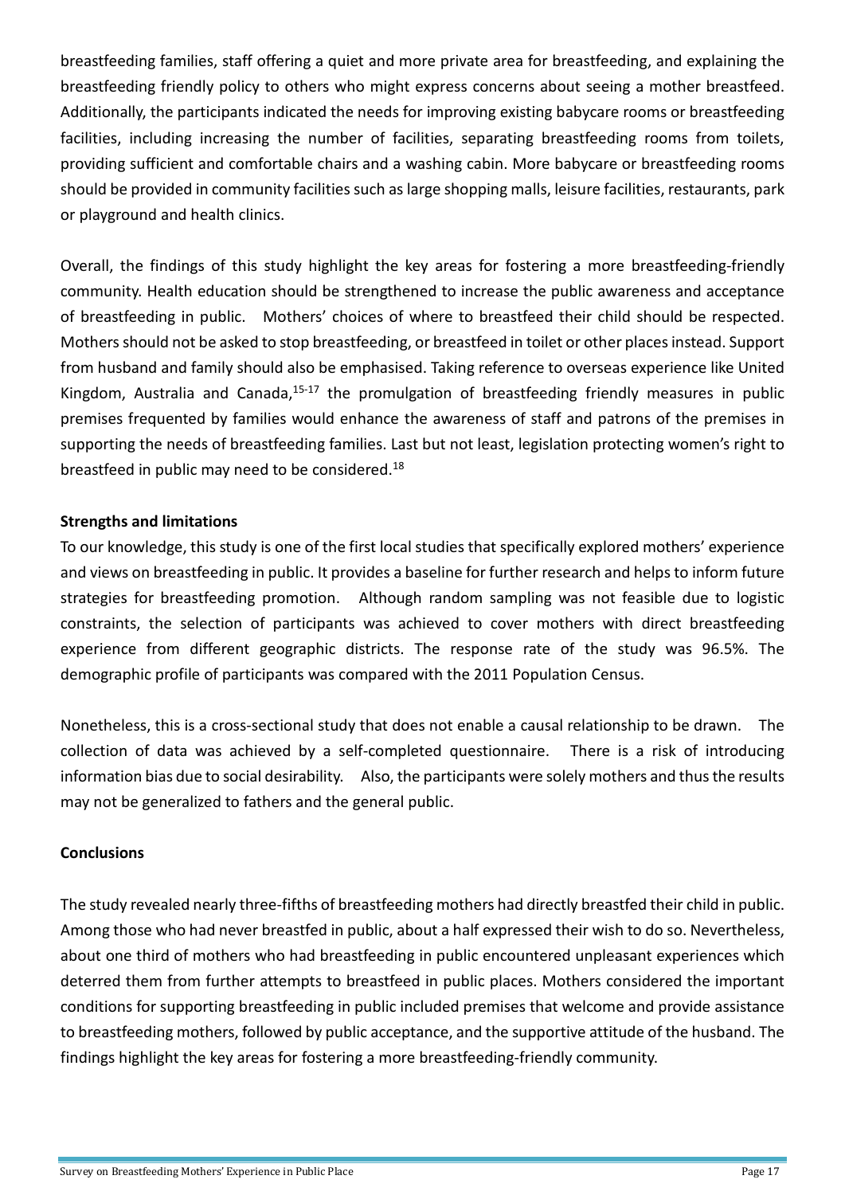breastfeeding families, staff offering a quiet and more private area for breastfeeding, and explaining the breastfeeding friendly policy to others who might express concerns about seeing a mother breastfeed. Additionally, the participants indicated the needs for improving existing babycare rooms or breastfeeding facilities, including increasing the number of facilities, separating breastfeeding rooms from toilets, providing sufficient and comfortable chairs and a washing cabin. More babycare or breastfeeding rooms should be provided in community facilities such as large shopping malls, leisure facilities, restaurants, park or playground and health clinics.

Overall, the findings of this study highlight the key areas for fostering a more breastfeeding-friendly community. Health education should be strengthened to increase the public awareness and acceptance of breastfeeding in public. Mothers' choices of where to breastfeed their child should be respected. Mothers should not be asked to stop breastfeeding, or breastfeed in toilet or other places instead. Support from husband and family should also be emphasised. Taking reference to overseas experience like United Kingdom, Australia and Canada,[15-17] the promulgation of breastfeeding friendly measures in public premises frequented by families would enhance the awareness of staff and patrons of the premises in supporting the needs of breastfeeding families. Last but not least, legislation protecting women's right to breastfeed in public may need to be considered.[18]

**Strengths and limitations**

To our knowledge, this study is one of the first local studies that specifically explored mothers' experience and views on breastfeeding in public. It provides a baseline for further research and helps to inform future strategies for breastfeeding promotion. Although random sampling was not feasible due to logistic constraints, the selection of participants was achieved to cover mothers with direct breastfeeding experience from different geographic districts. The response rate of the study was 96.5%. The demographic profile of participants was compared with the 2011 Population Census.

Nonetheless, this is a cross-sectional study that does not enable a causal relationship to be drawn. The collection of data was achieved by a self-completed questionnaire. There is a risk of introducing information bias due to social desirability. Also, the participants were solely mothers and thus the results may not be generalized to fathers and the general public.

**Conclusions**

The study revealed nearly three-fifths of breastfeeding mothers had directly breastfed their child in public. Among those who had never breastfed in public, about a half expressed their wish to do so. Nevertheless, about one third of mothers who had breastfeeding in public encountered unpleasant experiences which deterred them from further attempts to breastfeed in public places. Mothers considered the important conditions for supporting breastfeeding in public included premises that welcome and provide assistance to breastfeeding mothers, followed by public acceptance, and the supportive attitude of the husband. The findings highlight the key areas for fostering a more breastfeeding-friendly community.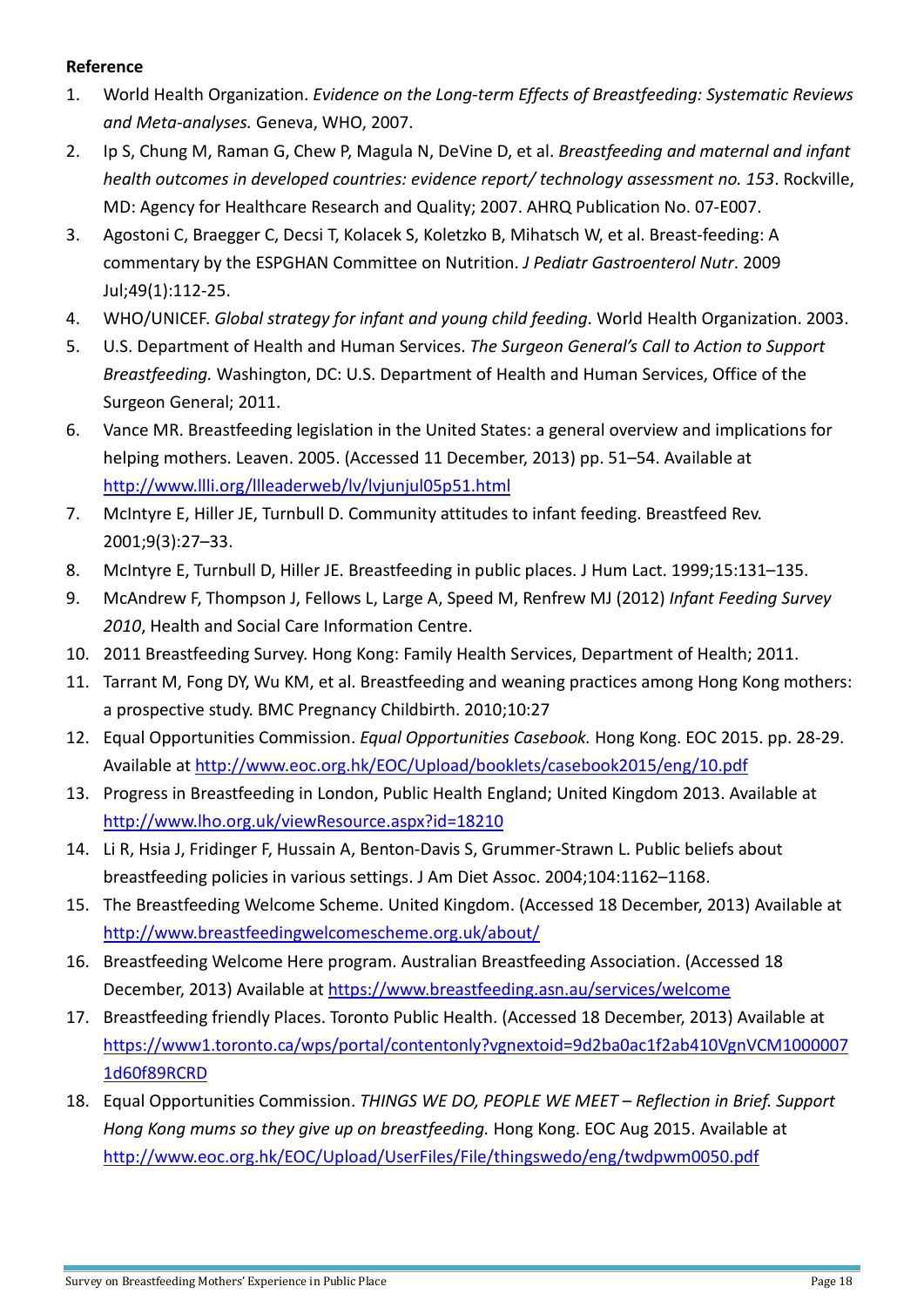**Reference**

1. World Health Organization. *Evidence on the Long-term Effects of Breastfeeding: Systematic Reviews and Meta-analyses.* Geneva, WHO, 2007.
2. Ip S, Chung M, Raman G, Chew P, Magula N, DeVine D, et al. *Breastfeeding and maternal and infant health outcomes in developed countries: evidence report/ technology assessment no. 153*. Rockville, MD: Agency for Healthcare Research and Quality; 2007. AHRQ Publication No. 07-E007.
3. Agostoni C, Braegger C, Decsi T, Kolacek S, Koletzko B, Mihatsch W, et al. Breast-feeding: A commentary by the ESPGHAN Committee on Nutrition. *J Pediatr Gastroenterol Nutr*. 2009 Jul;49(1):112-25.
4. WHO/UNICEF. *Global strategy for infant and young child feeding*. World Health Organization. 2003.
5. U.S. Department of Health and Human Services. *The Surgeon General's Call to Action to Support Breastfeeding.* Washington, DC: U.S. Department of Health and Human Services, Office of the Surgeon General; 2011.
6. Vance MR. Breastfeeding legislation in the United States: a general overview and implications for helping mothers. Leaven. 2005. (Accessed 11 December, 2013) pp. 51–54. Available at http://www.llli.org/llleaderweb/lv/lvjunjul05p51.html
7. McIntyre E, Hiller JE, Turnbull D. Community attitudes to infant feeding. Breastfeed Rev. 2001;9(3):27–33.
8. McIntyre E, Turnbull D, Hiller JE. Breastfeeding in public places. J Hum Lact. 1999;15:131–135.
9. McAndrew F, Thompson J, Fellows L, Large A, Speed M, Renfrew MJ (2012) *Infant Feeding Survey 2010*, Health and Social Care Information Centre.
10. 2011 Breastfeeding Survey. Hong Kong: Family Health Services, Department of Health; 2011.
11. Tarrant M, Fong DY, Wu KM, et al. Breastfeeding and weaning practices among Hong Kong mothers: a prospective study. BMC Pregnancy Childbirth. 2010;10:27
12. Equal Opportunities Commission. *Equal Opportunities Casebook.* Hong Kong. EOC 2015. pp. 28-29. Available at http://www.eoc.org.hk/EOC/Upload/booklets/casebook2015/eng/10.pdf
13. Progress in Breastfeeding in London, Public Health England; United Kingdom 2013. Available at http://www.lho.org.uk/viewResource.aspx?id=18210
14. Li R, Hsia J, Fridinger F, Hussain A, Benton-Davis S, Grummer-Strawn L. Public beliefs about breastfeeding policies in various settings. J Am Diet Assoc. 2004;104:1162–1168.
15. The Breastfeeding Welcome Scheme. United Kingdom. (Accessed 18 December, 2013) Available at http://www.breastfeedingwelcomescheme.org.uk/about/
16. Breastfeeding Welcome Here program. Australian Breastfeeding Association. (Accessed 18 December, 2013) Available at https://www.breastfeeding.asn.au/services/welcome
17. Breastfeeding friendly Places. Toronto Public Health. (Accessed 18 December, 2013) Available at https://www1.toronto.ca/wps/portal/contentonly?vgnextoid=9d2ba0ac1f2ab410VgnVCM10000071d60f89RCRD
18. Equal Opportunities Commission. *THINGS WE DO, PEOPLE WE MEET – Reflection in Brief. Support Hong Kong mums so they give up on breastfeeding.* Hong Kong. EOC Aug 2015. Available at http://www.eoc.org.hk/EOC/Upload/UserFiles/File/thingswedo/eng/twdpwm0050.pdf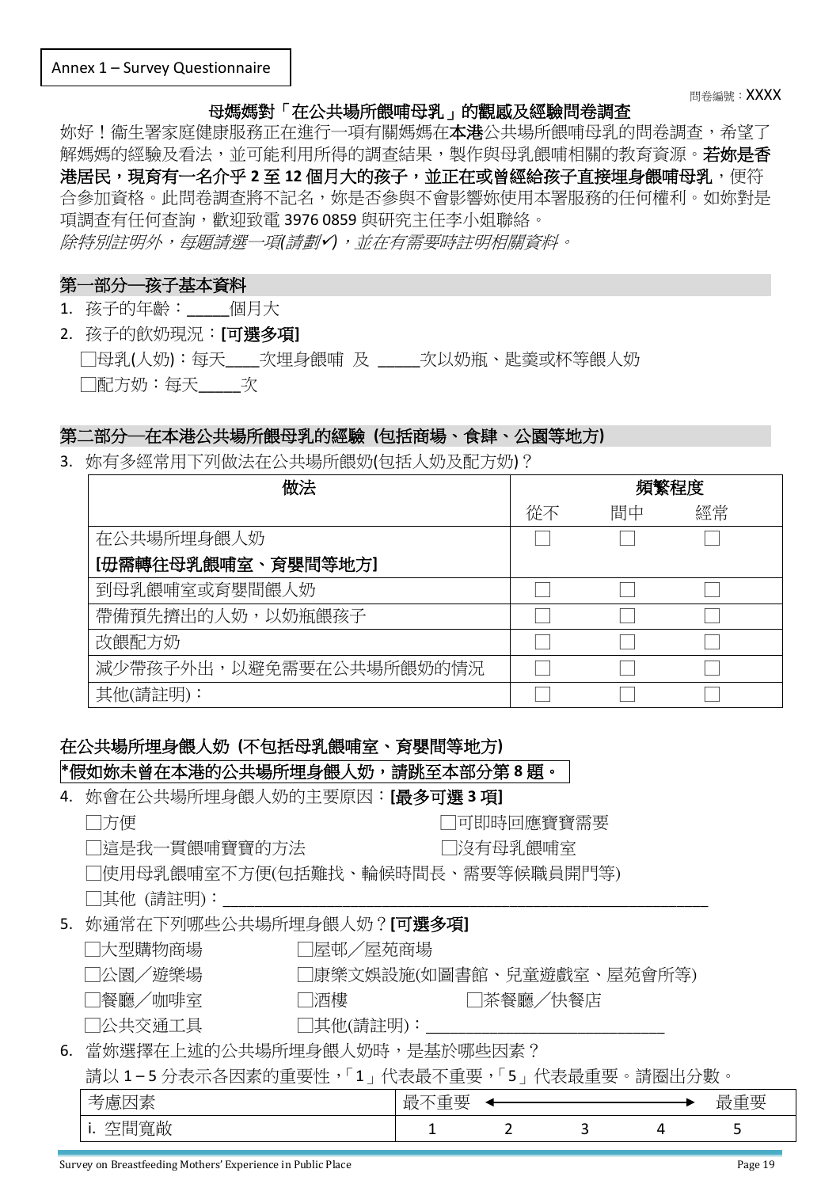Annex 1 – Survey Questionnaire

問卷編號：XXXX

## 母媽媽對「在公共場所餵哺母乳」的觀感及經驗問卷調查

妳好！衞生署家庭健康服務正在進行一項有關媽媽在**本港**公共場所餵哺母乳的問卷調查，希望了解媽媽的經驗及看法，並可能利用所得的調查結果，製作與母乳餵哺相關的教育資源。**若妳是香港居民，現育有一名介乎 2 至 12 個月大的孩子，並正在或曾經給孩子直接埋身餵哺母乳**，便符合參加資格。此問卷調查將不記名，妳是否參與不會影響妳使用本署服務的任何權利。如妳對是項調查有任何查詢，歡迎致電 3976 0859 與研究主任李小姐聯絡。

*除特別註明外，每題請選一項(請劃✓)，並在有需要時註明相關資料。*

### 第一部分—孩子基本資料

1. 孩子的年齡：_____個月大
2. 孩子的飲奶現況：**[可選多項]**

   □母乳(人奶)：每天____次埋身餵哺 及 _____次以奶瓶、匙羹或杯等餵人奶

   □配方奶：每天_____次

### 第二部分—在本港公共場所餵母乳的經驗 (包括商場、食肆、公園等地方)

3. 妳有多經常用下列做法在公共場所餵奶(包括人奶及配方奶)？

| 做法 | 頻繁程度 | | |
|---|---|---|---|
| | 從不 | 間中 | 經常 |
| 在公共場所埋身餵人奶<br>**[毋需轉往母乳餵哺室、育嬰間等地方]** | □ | □ | □ |
| 到母乳餵哺室或育嬰間餵人奶 | □ | □ | □ |
| 帶備預先擠出的人奶，以奶瓶餵孩子 | □ | □ | □ |
| 改餵配方奶 | □ | □ | □ |
| 減少帶孩子外出，以避免需要在公共場所餵奶的情況 | □ | □ | □ |
| 其他(請註明)： | □ | □ | □ |

#### 在公共場所埋身餵人奶 (不包括母乳餵哺室、育嬰間等地方)

**\*假如妳未曾在本港的公共場所埋身餵人奶，請跳至本部分第 8 題。**

4. 妳會在公共場所埋身餵人奶的主要原因：**[最多可選 3 項]**

   □方便　　□可即時回應寶寶需要

   □這是我一貫餵哺寶寶的方法　　□沒有母乳餵哺室

   □使用母乳餵哺室不方便(包括難找、輪候時間長、需要等候職員開門等)

   □其他 (請註明)：_______________________________________________

5. 妳通常在下列哪些公共場所埋身餵人奶？**[可選多項]**

   □大型購物商場　　□屋邨／屋苑商場

   □公園／遊樂場　　□康樂文娛設施(如圖書館、兒童遊戲室、屋苑會所等)

   □餐廳／咖啡室　　□酒樓　　□茶餐廳／快餐店

   □公共交通工具　　□其他(請註明)：_____________________________

6. 當妳選擇在上述的公共場所埋身餵人奶時，是基於哪些因素？

   請以 1 – 5 分表示各因素的重要性，「1」代表最不重要，「5」代表最重要。請圈出分數。

| 考慮因素 | 最不重要 ⟵ | | | | ⟶ 最重要 |
|---|---|---|---|---|---|
| i. 空間寬敞 | 1 | 2 | 3 | 4 | 5 |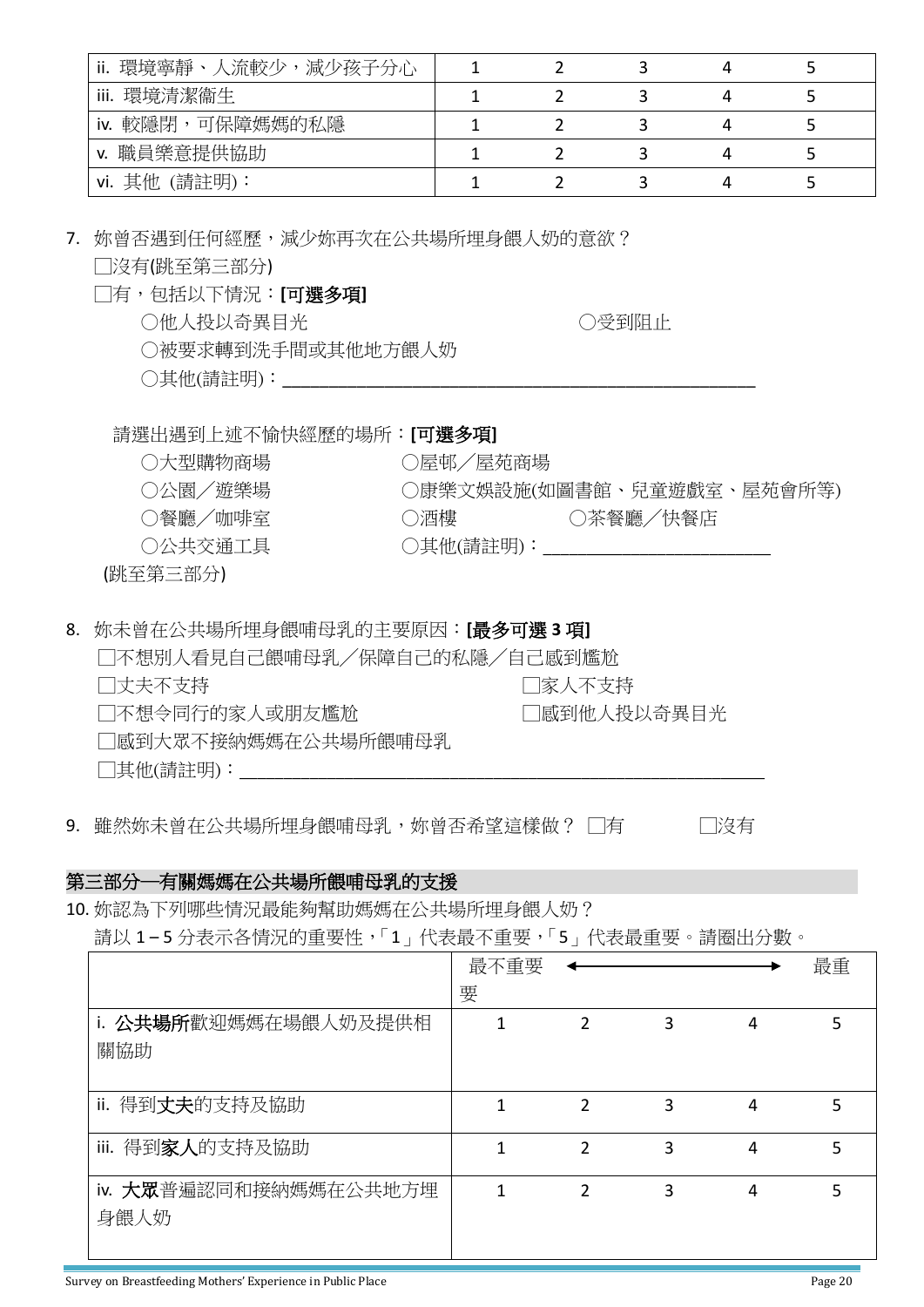| | | | | | |
|---|---|---|---|---|---|
| ii. 環境寧靜、人流較少，減少孩子分心 | 1 | 2 | 3 | 4 | 5 |
| iii. 環境清潔衛生 | 1 | 2 | 3 | 4 | 5 |
| iv. 較隱閉，可保障媽媽的私隱 | 1 | 2 | 3 | 4 | 5 |
| v. 職員樂意提供協助 | 1 | 2 | 3 | 4 | 5 |
| vi. 其他 (請註明)： | 1 | 2 | 3 | 4 | 5 |

7. 妳曾否遇到任何經歷，減少妳再次在公共場所埋身餵人奶的意欲？

☐沒有(跳至第三部分)

☐有，包括以下情況：**[可選多項]**

○他人投以奇異目光　　○受到阻止

○被要求轉到洗手間或其他地方餵人奶

○其他(請註明)：\_\_\_\_\_\_\_\_\_\_\_\_\_\_\_\_\_\_\_\_\_\_\_\_\_\_\_\_\_\_\_\_\_\_\_\_

請選出遇到上述不愉快經歷的場所：**[可選多項]**

○大型購物商場　　○屋邨／屋苑商場

○公園／遊樂場　　○康樂文娛設施(如圖書館、兒童遊戲室、屋苑會所等)

○餐廳／咖啡室　　○酒樓　　○茶餐廳／快餐店

○公共交通工具　　○其他(請註明)：\_\_\_\_\_\_\_\_\_\_\_\_\_\_\_\_\_\_\_\_\_\_\_\_

(跳至第三部分)

8. 妳未曾在公共場所埋身餵哺母乳的主要原因：**[最多可選 3 項]**

☐不想別人看見自己餵哺母乳／保障自己的私隱／自己感到尷尬

☐丈夫不支持　　☐家人不支持

☐不想令同行的家人或朋友尷尬　　☐感到他人投以奇異目光

☐感到大眾不接納媽媽在公共場所餵哺母乳

☐其他(請註明)：\_\_\_\_\_\_\_\_\_\_\_\_\_\_\_\_\_\_\_\_\_\_\_\_\_\_\_\_\_\_\_\_\_\_\_\_\_\_\_\_

9. 雖然妳未曾在公共場所埋身餵哺母乳，妳曾否希望這樣做？ ☐有　　☐沒有

## 第三部分—有關媽媽在公共場所餵哺母乳的支援

10. 妳認為下列哪些情況最能夠幫助媽媽在公共場所埋身餵人奶？

請以 1－5 分表示各情況的重要性，「1」代表最不重要，「5」代表最重要。請圈出分數。

| | 最不重要 ← | | | → | 最重要 |
|---|---|---|---|---|---|
| i. **公共場所**歡迎媽媽在場餵人奶及提供相關協助 | 1 | 2 | 3 | 4 | 5 |
| ii. 得到**丈夫**的支持及協助 | 1 | 2 | 3 | 4 | 5 |
| iii. 得到**家人**的支持及協助 | 1 | 2 | 3 | 4 | 5 |
| iv. **大眾**普遍認同和接納媽媽在公共地方埋身餵人奶 | 1 | 2 | 3 | 4 | 5 |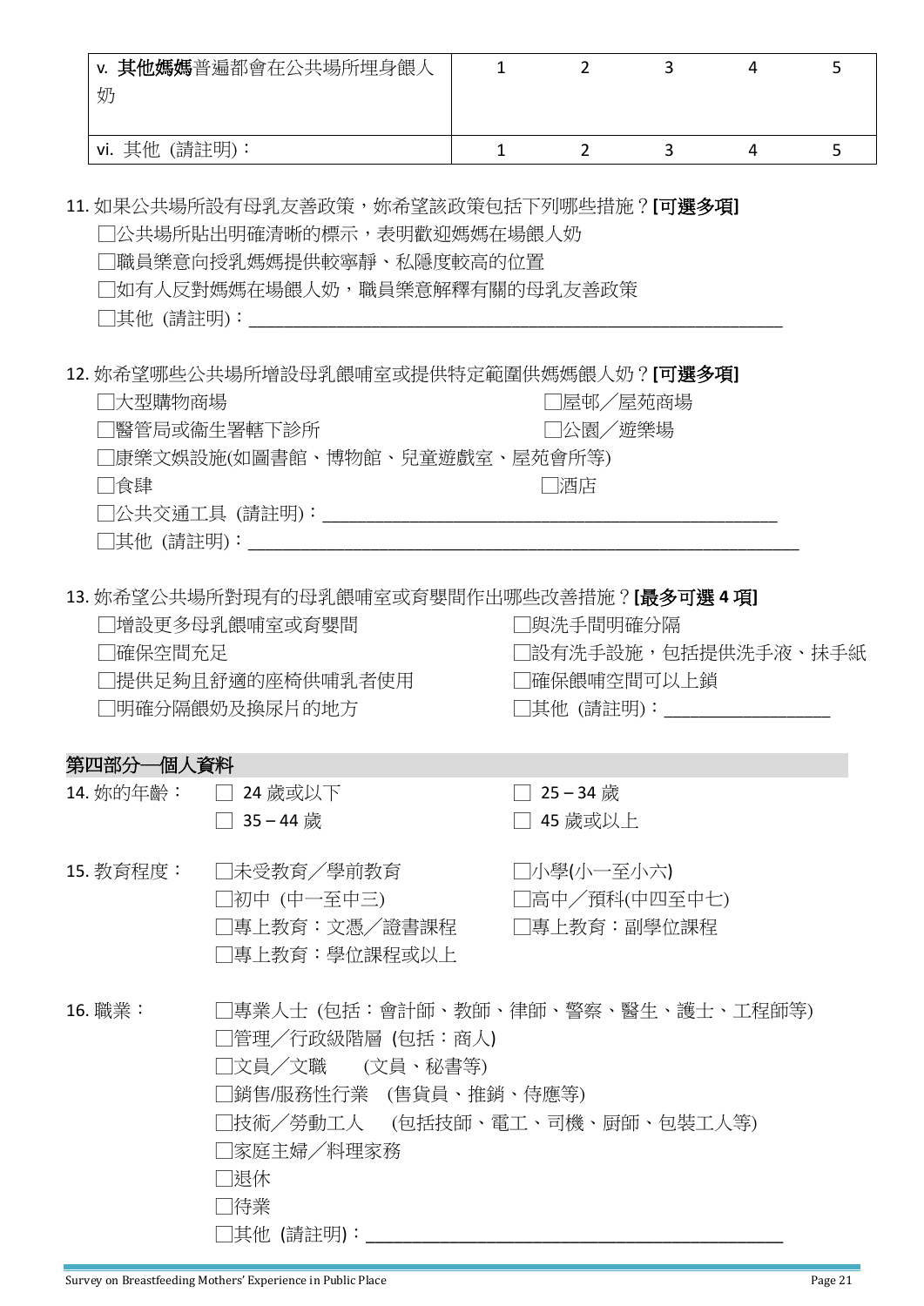| | | | | | |
|---|---|---|---|---|---|
| v. **其他媽媽**普遍都會在公共場所埋身餵人奶 | 1 | 2 | 3 | 4 | 5 |
| vi. 其他 (請註明)： | 1 | 2 | 3 | 4 | 5 |

11. 如果公共場所設有母乳友善政策，妳希望該政策包括下列哪些措施？**[可選多項]**

□公共場所貼出明確清晰的標示，表明歡迎媽媽在場餵人奶
□職員樂意向授乳媽媽提供較寧靜、私隱度較高的位置
□如有人反對媽媽在場餵人奶，職員樂意解釋有關的母乳友善政策
□其他 (請註明)：___________________________________________

12. 妳希望哪些公共場所增設母乳餵哺室或提供特定範圍供媽媽餵人奶？**[可選多項]**

□大型購物商場
□屋邨／屋苑商場
□醫管局或衞生署轄下診所
□公園／遊樂場
□康樂文娛設施(如圖書館、博物館、兒童遊戲室、屋苑會所等)
□食肆
□酒店
□公共交通工具 (請註明)：____________________________________
□其他 (請註明)：___________________________________________

13. 妳希望公共場所對現有的母乳餵哺室或育嬰間作出哪些改善措施？**[最多可選 4 項]**

□增設更多母乳餵哺室或育嬰間
□與洗手間明確分隔
□確保空間充足
□設有洗手設施，包括提供洗手液、抹手紙
□提供足夠且舒適的座椅供哺乳者使用
□確保餵哺空間可以上鎖
□明確分隔餵奶及換尿片的地方
□其他 (請註明)：_____________

## 第四部分—個人資料

14. 妳的年齡：
□ 24 歲或以下
□ 25 – 34 歲
□ 35 – 44 歲
□ 45 歲或以上

15. 教育程度：
□未受教育／學前教育
□小學(小一至小六)
□初中 (中一至中三)
□高中／預科(中四至中七)
□專上教育：文憑／證書課程
□專上教育：副學位課程
□專上教育：學位課程或以上

16. 職業：
□專業人士 (包括：會計師、教師、律師、警察、醫生、護士、工程師等)
□管理／行政級階層 (包括：商人)
□文員／文職　(文員、秘書等)
□銷售/服務性行業　(售貨員、推銷、侍應等)
□技術／勞動工人　(包括技師、電工、司機、廚師、包裝工人等)
□家庭主婦／料理家務
□退休
□待業
□其他 (請註明)：___________________________________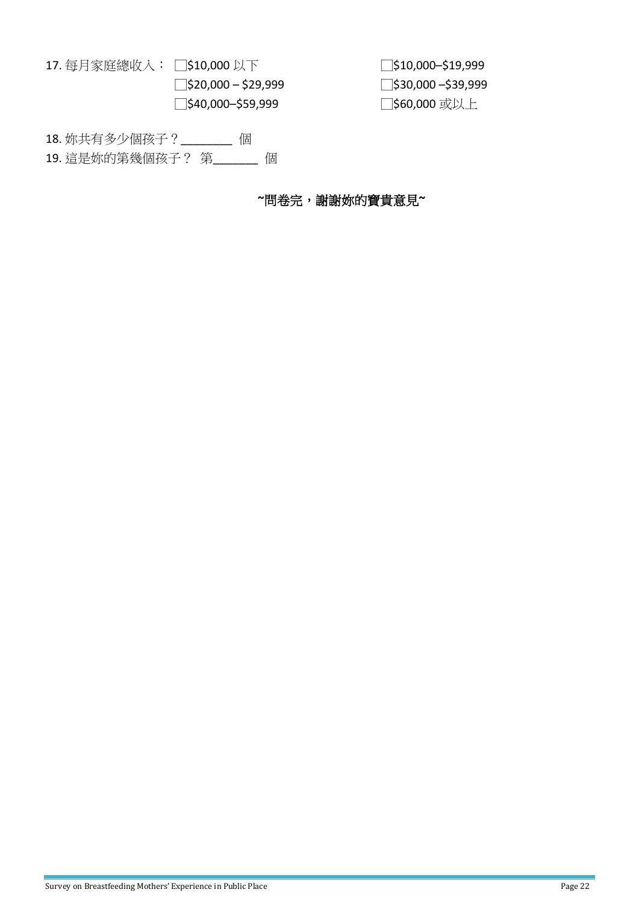17. 每月家庭總收入： □$10,000 以下 □$10,000–$19,999 □$20,000 – $29,999 □$30,000 –$39,999 □$40,000–$59,999 □$60,000 或以上

18. 妳共有多少個孩子？________ 個

19. 這是妳的第幾個孩子？ 第_______ 個

**~問卷完，謝謝妳的寶貴意見~**